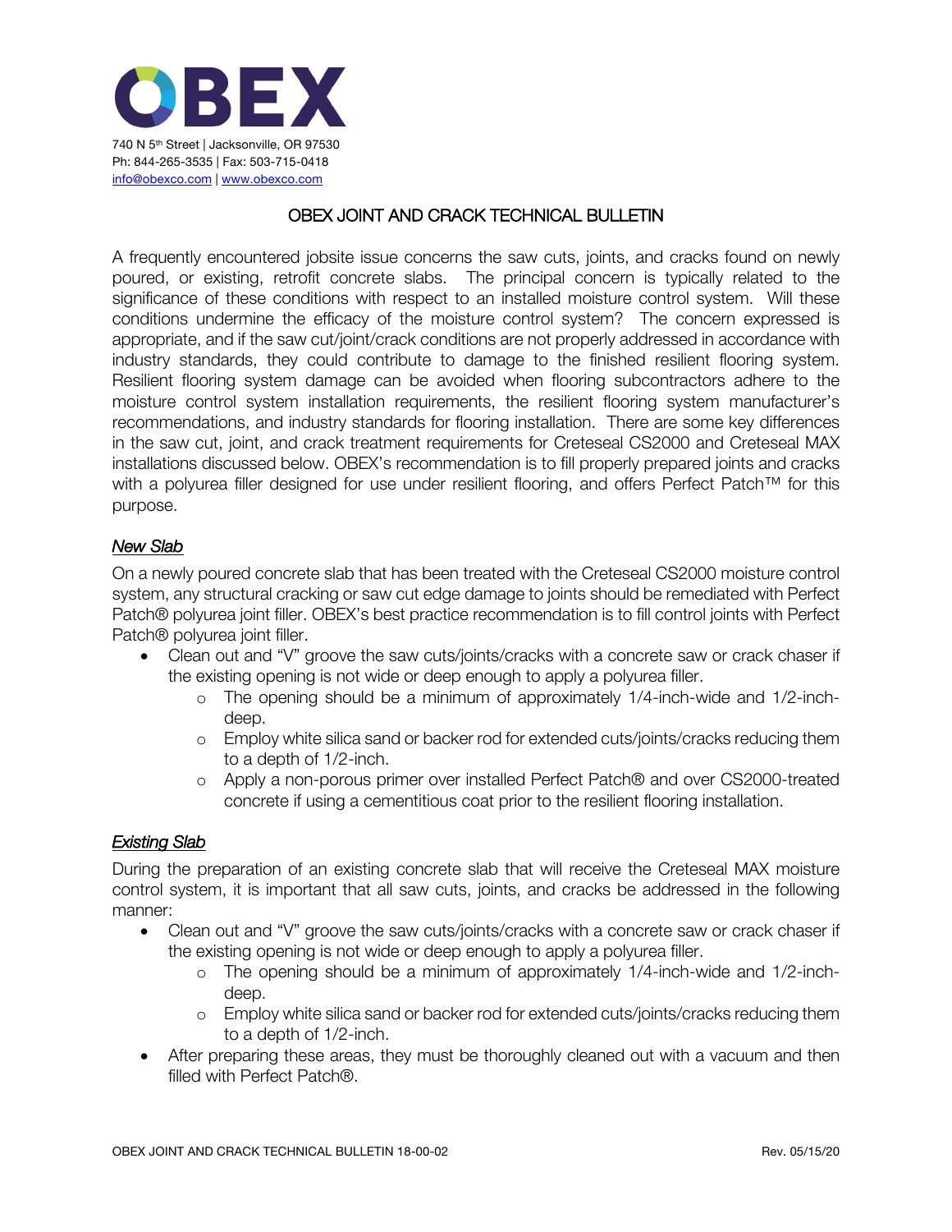**OBEX**

740 N 5th Street | Jacksonville, OR 97530
Ph: 844-265-3535 | Fax: 503-715-0418
info@obexco.com | www.obexco.com

# OBEX JOINT AND CRACK TECHNICAL BULLETIN

A frequently encountered jobsite issue concerns the saw cuts, joints, and cracks found on newly poured, or existing, retrofit concrete slabs. The principal concern is typically related to the significance of these conditions with respect to an installed moisture control system. Will these conditions undermine the efficacy of the moisture control system? The concern expressed is appropriate, and if the saw cut/joint/crack conditions are not properly addressed in accordance with industry standards, they could contribute to damage to the finished resilient flooring system. Resilient flooring system damage can be avoided when flooring subcontractors adhere to the moisture control system installation requirements, the resilient flooring system manufacturer's recommendations, and industry standards for flooring installation. There are some key differences in the saw cut, joint, and crack treatment requirements for Creteseal CS2000 and Creteseal MAX installations discussed below. OBEX's recommendation is to fill properly prepared joints and cracks with a polyurea filler designed for use under resilient flooring, and offers Perfect Patch™ for this purpose.

## *New Slab*

On a newly poured concrete slab that has been treated with the Creteseal CS2000 moisture control system, any structural cracking or saw cut edge damage to joints should be remediated with Perfect Patch® polyurea joint filler. OBEX's best practice recommendation is to fill control joints with Perfect Patch® polyurea joint filler.

- Clean out and "V" groove the saw cuts/joints/cracks with a concrete saw or crack chaser if the existing opening is not wide or deep enough to apply a polyurea filler.
  - The opening should be a minimum of approximately 1/4-inch-wide and 1/2-inch-deep.
  - Employ white silica sand or backer rod for extended cuts/joints/cracks reducing them to a depth of 1/2-inch.
  - Apply a non-porous primer over installed Perfect Patch® and over CS2000-treated concrete if using a cementitious coat prior to the resilient flooring installation.

## *Existing Slab*

During the preparation of an existing concrete slab that will receive the Creteseal MAX moisture control system, it is important that all saw cuts, joints, and cracks be addressed in the following manner:

- Clean out and "V" groove the saw cuts/joints/cracks with a concrete saw or crack chaser if the existing opening is not wide or deep enough to apply a polyurea filler.
  - The opening should be a minimum of approximately 1/4-inch-wide and 1/2-inch-deep.
  - Employ white silica sand or backer rod for extended cuts/joints/cracks reducing them to a depth of 1/2-inch.
- After preparing these areas, they must be thoroughly cleaned out with a vacuum and then filled with Perfect Patch®.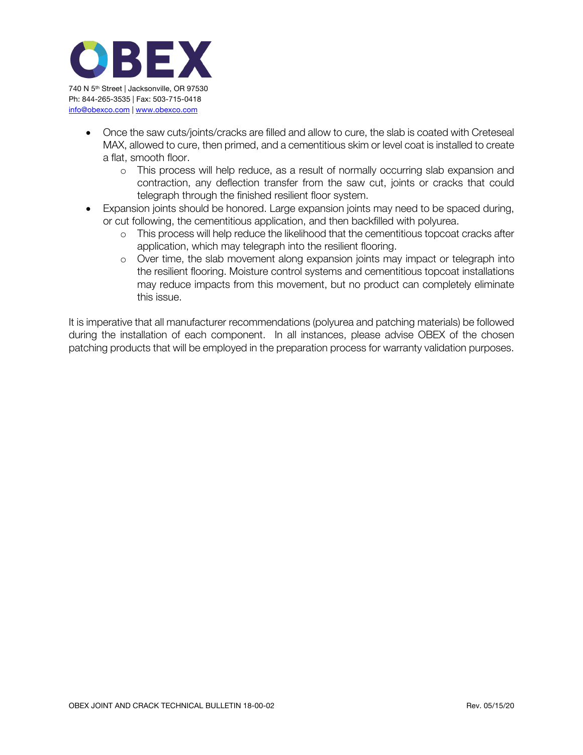- Once the saw cuts/joints/cracks are filled and allow to cure, the slab is coated with Creteseal MAX, allowed to cure, then primed, and a cementitious skim or level coat is installed to create a flat, smooth floor.
  - This process will help reduce, as a result of normally occurring slab expansion and contraction, any deflection transfer from the saw cut, joints or cracks that could telegraph through the finished resilient floor system.
- Expansion joints should be honored. Large expansion joints may need to be spaced during, or cut following, the cementitious application, and then backfilled with polyurea.
  - This process will help reduce the likelihood that the cementitious topcoat cracks after application, which may telegraph into the resilient flooring.
  - Over time, the slab movement along expansion joints may impact or telegraph into the resilient flooring. Moisture control systems and cementitious topcoat installations may reduce impacts from this movement, but no product can completely eliminate this issue.

It is imperative that all manufacturer recommendations (polyurea and patching materials) be followed during the installation of each component. In all instances, please advise OBEX of the chosen patching products that will be employed in the preparation process for warranty validation purposes.